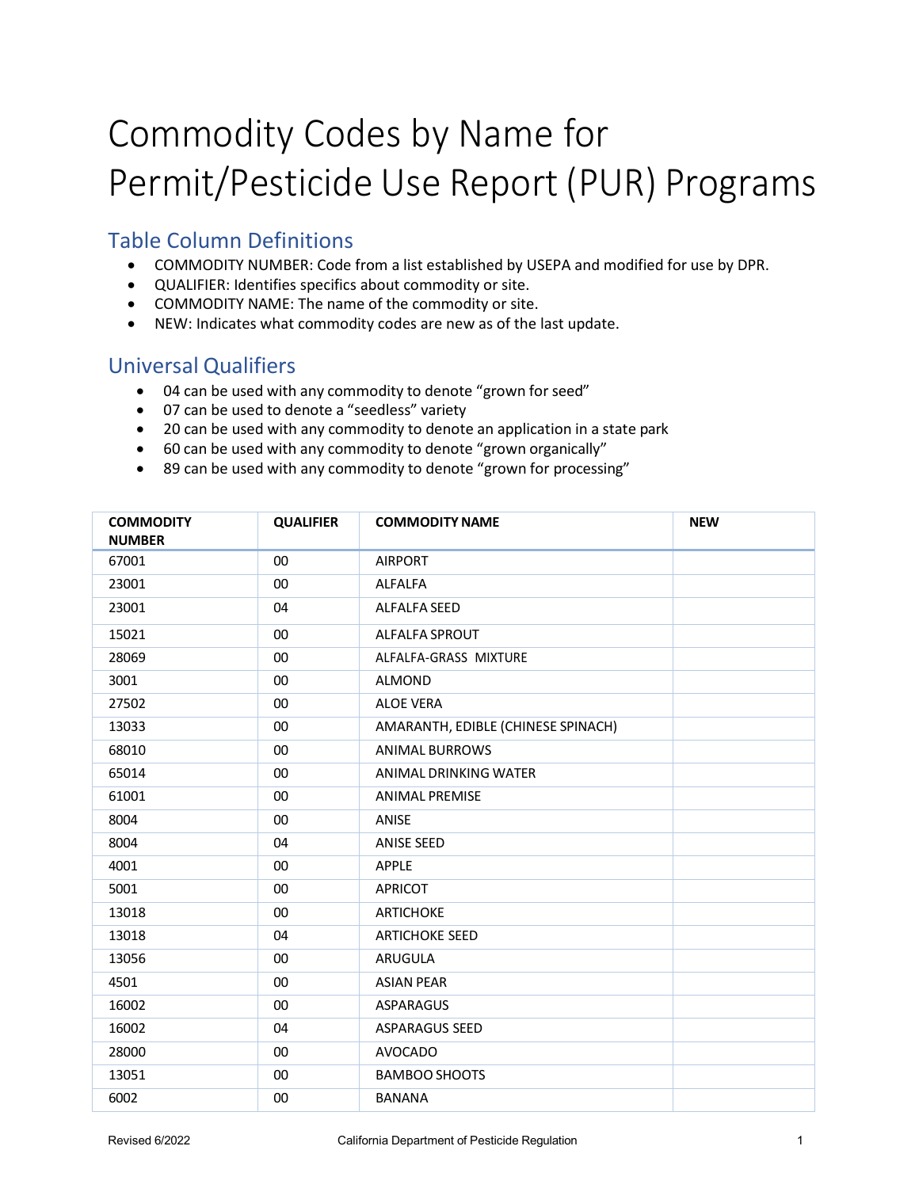# Commodity Codes by Name for Permit/Pesticide Use Report (PUR) Programs

## Table Column Definitions

- COMMODITY NUMBER: Code from a list established by USEPA and modified for use by DPR.
- QUALIFIER: Identifies specifics about commodity or site.
- COMMODITY NAME: The name of the commodity or site.
- NEW: Indicates what commodity codes are new as of the last update.

## Universal Qualifiers

- 04 can be used with any commodity to denote "grown for seed"
- 07 can be used to denote a "seedless" variety
- 20 can be used with any commodity to denote an application in a state park
- 60 can be used with any commodity to denote "grown organically"
- 89 can be used with any commodity to denote "grown for processing"

| COMMODITY NUMBER | QUALIFIER | COMMODITY NAME | NEW |
|---|---|---|---|
| 67001 | 00 | AIRPORT | |
| 23001 | 00 | ALFALFA | |
| 23001 | 04 | ALFALFA SEED | |
| 15021 | 00 | ALFALFA SPROUT | |
| 28069 | 00 | ALFALFA-GRASS MIXTURE | |
| 3001 | 00 | ALMOND | |
| 27502 | 00 | ALOE VERA | |
| 13033 | 00 | AMARANTH, EDIBLE (CHINESE SPINACH) | |
| 68010 | 00 | ANIMAL BURROWS | |
| 65014 | 00 | ANIMAL DRINKING WATER | |
| 61001 | 00 | ANIMAL PREMISE | |
| 8004 | 00 | ANISE | |
| 8004 | 04 | ANISE SEED | |
| 4001 | 00 | APPLE | |
| 5001 | 00 | APRICOT | |
| 13018 | 00 | ARTICHOKE | |
| 13018 | 04 | ARTICHOKE SEED | |
| 13056 | 00 | ARUGULA | |
| 4501 | 00 | ASIAN PEAR | |
| 16002 | 00 | ASPARAGUS | |
| 16002 | 04 | ASPARAGUS SEED | |
| 28000 | 00 | AVOCADO | |
| 13051 | 00 | BAMBOO SHOOTS | |
| 6002 | 00 | BANANA | |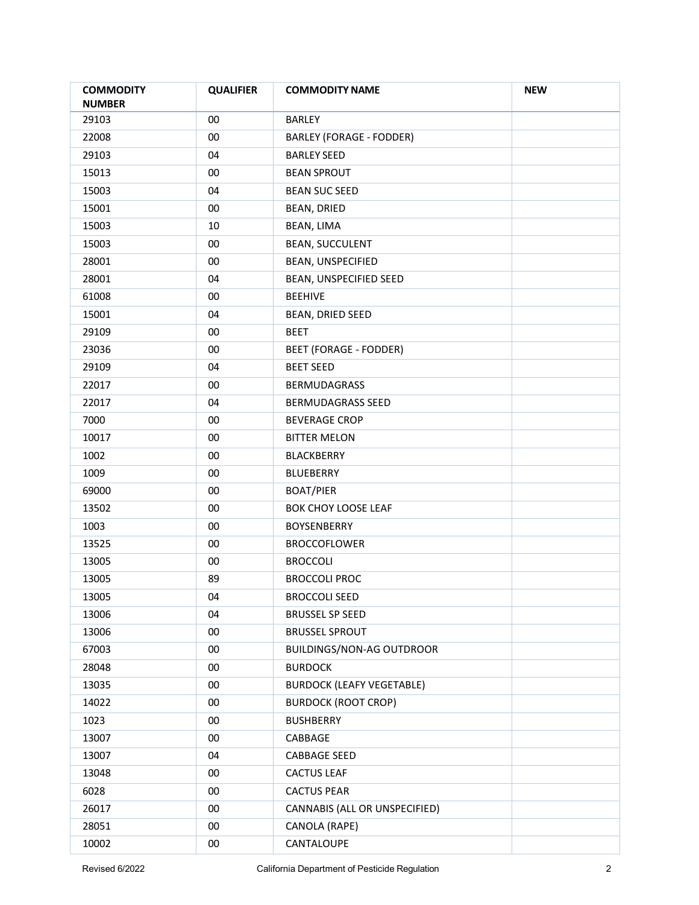| COMMODITY NUMBER | QUALIFIER | COMMODITY NAME | NEW |
|---|---|---|---|
| 29103 | 00 | BARLEY | |
| 22008 | 00 | BARLEY (FORAGE - FODDER) | |
| 29103 | 04 | BARLEY SEED | |
| 15013 | 00 | BEAN SPROUT | |
| 15003 | 04 | BEAN SUC SEED | |
| 15001 | 00 | BEAN, DRIED | |
| 15003 | 10 | BEAN, LIMA | |
| 15003 | 00 | BEAN, SUCCULENT | |
| 28001 | 00 | BEAN, UNSPECIFIED | |
| 28001 | 04 | BEAN, UNSPECIFIED SEED | |
| 61008 | 00 | BEEHIVE | |
| 15001 | 04 | BEAN, DRIED SEED | |
| 29109 | 00 | BEET | |
| 23036 | 00 | BEET (FORAGE - FODDER) | |
| 29109 | 04 | BEET SEED | |
| 22017 | 00 | BERMUDAGRASS | |
| 22017 | 04 | BERMUDAGRASS SEED | |
| 7000 | 00 | BEVERAGE CROP | |
| 10017 | 00 | BITTER MELON | |
| 1002 | 00 | BLACKBERRY | |
| 1009 | 00 | BLUEBERRY | |
| 69000 | 00 | BOAT/PIER | |
| 13502 | 00 | BOK CHOY LOOSE LEAF | |
| 1003 | 00 | BOYSENBERRY | |
| 13525 | 00 | BROCCOFLOWER | |
| 13005 | 00 | BROCCOLI | |
| 13005 | 89 | BROCCOLI PROC | |
| 13005 | 04 | BROCCOLI SEED | |
| 13006 | 04 | BRUSSEL SP SEED | |
| 13006 | 00 | BRUSSEL SPROUT | |
| 67003 | 00 | BUILDINGS/NON-AG OUTDROOR | |
| 28048 | 00 | BURDOCK | |
| 13035 | 00 | BURDOCK (LEAFY VEGETABLE) | |
| 14022 | 00 | BURDOCK (ROOT CROP) | |
| 1023 | 00 | BUSHBERRY | |
| 13007 | 00 | CABBAGE | |
| 13007 | 04 | CABBAGE SEED | |
| 13048 | 00 | CACTUS LEAF | |
| 6028 | 00 | CACTUS PEAR | |
| 26017 | 00 | CANNABIS (ALL OR UNSPECIFIED) | |
| 28051 | 00 | CANOLA (RAPE) | |
| 10002 | 00 | CANTALOUPE | |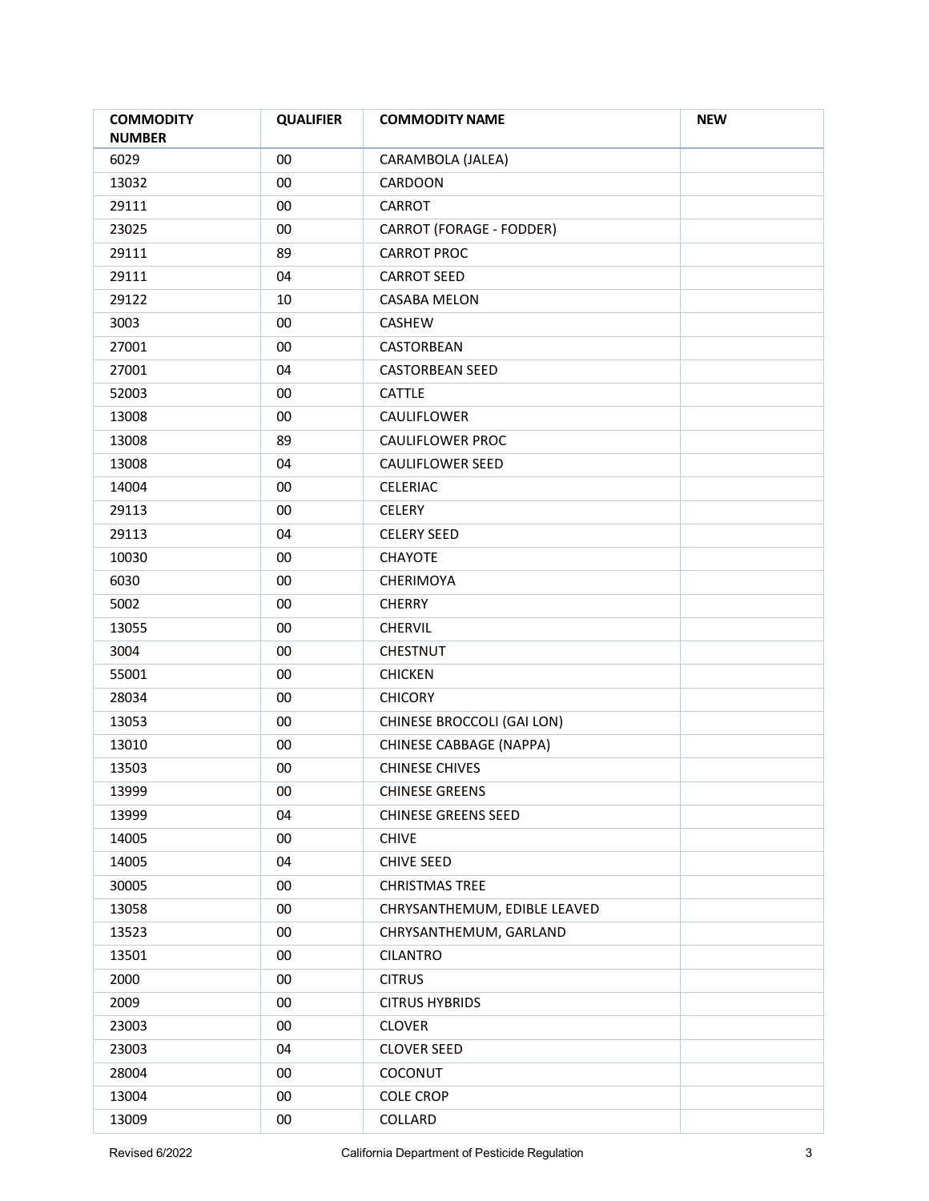| COMMODITY NUMBER | QUALIFIER | COMMODITY NAME | NEW |
|---|---|---|---|
| 6029 | 00 | CARAMBOLA (JALEA) | |
| 13032 | 00 | CARDOON | |
| 29111 | 00 | CARROT | |
| 23025 | 00 | CARROT (FORAGE - FODDER) | |
| 29111 | 89 | CARROT PROC | |
| 29111 | 04 | CARROT SEED | |
| 29122 | 10 | CASABA MELON | |
| 3003 | 00 | CASHEW | |
| 27001 | 00 | CASTORBEAN | |
| 27001 | 04 | CASTORBEAN SEED | |
| 52003 | 00 | CATTLE | |
| 13008 | 00 | CAULIFLOWER | |
| 13008 | 89 | CAULIFLOWER PROC | |
| 13008 | 04 | CAULIFLOWER SEED | |
| 14004 | 00 | CELERIAC | |
| 29113 | 00 | CELERY | |
| 29113 | 04 | CELERY SEED | |
| 10030 | 00 | CHAYOTE | |
| 6030 | 00 | CHERIMOYA | |
| 5002 | 00 | CHERRY | |
| 13055 | 00 | CHERVIL | |
| 3004 | 00 | CHESTNUT | |
| 55001 | 00 | CHICKEN | |
| 28034 | 00 | CHICORY | |
| 13053 | 00 | CHINESE BROCCOLI (GAI LON) | |
| 13010 | 00 | CHINESE CABBAGE (NAPPA) | |
| 13503 | 00 | CHINESE CHIVES | |
| 13999 | 00 | CHINESE GREENS | |
| 13999 | 04 | CHINESE GREENS SEED | |
| 14005 | 00 | CHIVE | |
| 14005 | 04 | CHIVE SEED | |
| 30005 | 00 | CHRISTMAS TREE | |
| 13058 | 00 | CHRYSANTHEMUM, EDIBLE LEAVED | |
| 13523 | 00 | CHRYSANTHEMUM, GARLAND | |
| 13501 | 00 | CILANTRO | |
| 2000 | 00 | CITRUS | |
| 2009 | 00 | CITRUS HYBRIDS | |
| 23003 | 00 | CLOVER | |
| 23003 | 04 | CLOVER SEED | |
| 28004 | 00 | COCONUT | |
| 13004 | 00 | COLE CROP | |
| 13009 | 00 | COLLARD | |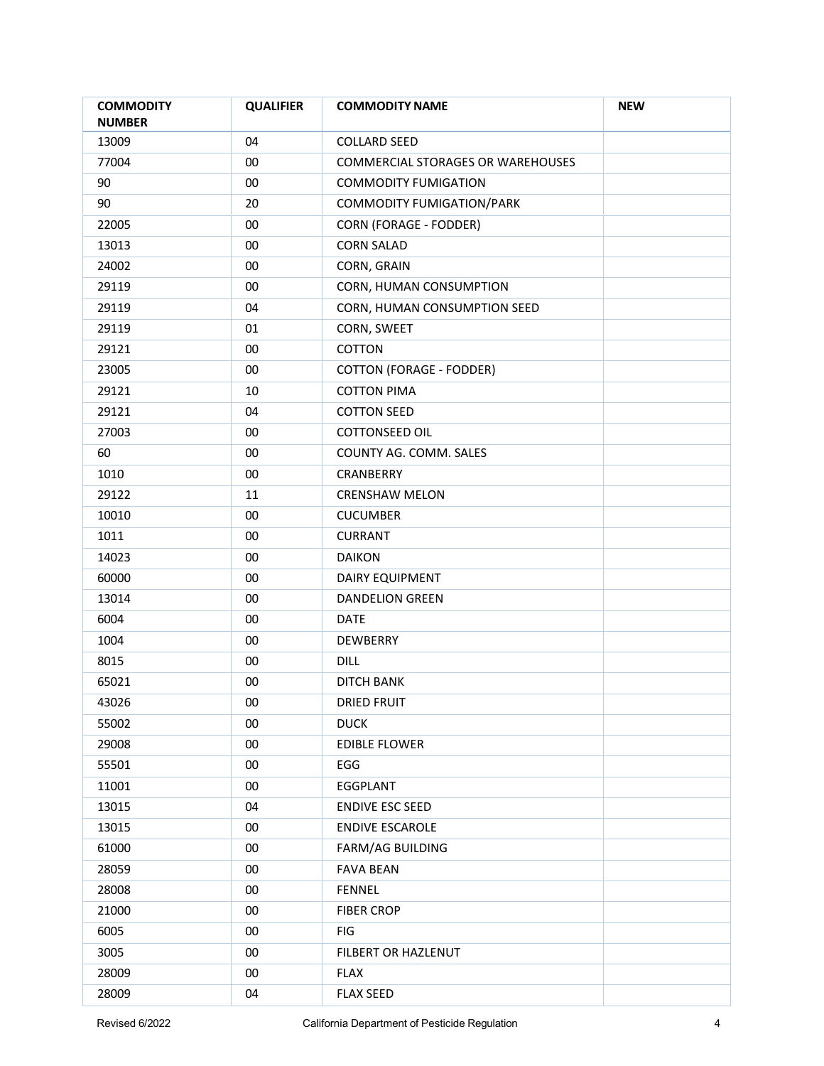| COMMODITY NUMBER | QUALIFIER | COMMODITY NAME | NEW |
|---|---|---|---|
| 13009 | 04 | COLLARD SEED | |
| 77004 | 00 | COMMERCIAL STORAGES OR WAREHOUSES | |
| 90 | 00 | COMMODITY FUMIGATION | |
| 90 | 20 | COMMODITY FUMIGATION/PARK | |
| 22005 | 00 | CORN (FORAGE - FODDER) | |
| 13013 | 00 | CORN SALAD | |
| 24002 | 00 | CORN, GRAIN | |
| 29119 | 00 | CORN, HUMAN CONSUMPTION | |
| 29119 | 04 | CORN, HUMAN CONSUMPTION SEED | |
| 29119 | 01 | CORN, SWEET | |
| 29121 | 00 | COTTON | |
| 23005 | 00 | COTTON (FORAGE - FODDER) | |
| 29121 | 10 | COTTON PIMA | |
| 29121 | 04 | COTTON SEED | |
| 27003 | 00 | COTTONSEED OIL | |
| 60 | 00 | COUNTY AG. COMM. SALES | |
| 1010 | 00 | CRANBERRY | |
| 29122 | 11 | CRENSHAW MELON | |
| 10010 | 00 | CUCUMBER | |
| 1011 | 00 | CURRANT | |
| 14023 | 00 | DAIKON | |
| 60000 | 00 | DAIRY EQUIPMENT | |
| 13014 | 00 | DANDELION GREEN | |
| 6004 | 00 | DATE | |
| 1004 | 00 | DEWBERRY | |
| 8015 | 00 | DILL | |
| 65021 | 00 | DITCH BANK | |
| 43026 | 00 | DRIED FRUIT | |
| 55002 | 00 | DUCK | |
| 29008 | 00 | EDIBLE FLOWER | |
| 55501 | 00 | EGG | |
| 11001 | 00 | EGGPLANT | |
| 13015 | 04 | ENDIVE ESC SEED | |
| 13015 | 00 | ENDIVE ESCAROLE | |
| 61000 | 00 | FARM/AG BUILDING | |
| 28059 | 00 | FAVA BEAN | |
| 28008 | 00 | FENNEL | |
| 21000 | 00 | FIBER CROP | |
| 6005 | 00 | FIG | |
| 3005 | 00 | FILBERT OR HAZLENUT | |
| 28009 | 00 | FLAX | |
| 28009 | 04 | FLAX SEED | |

Revised 6/2022 California Department of Pesticide Regulation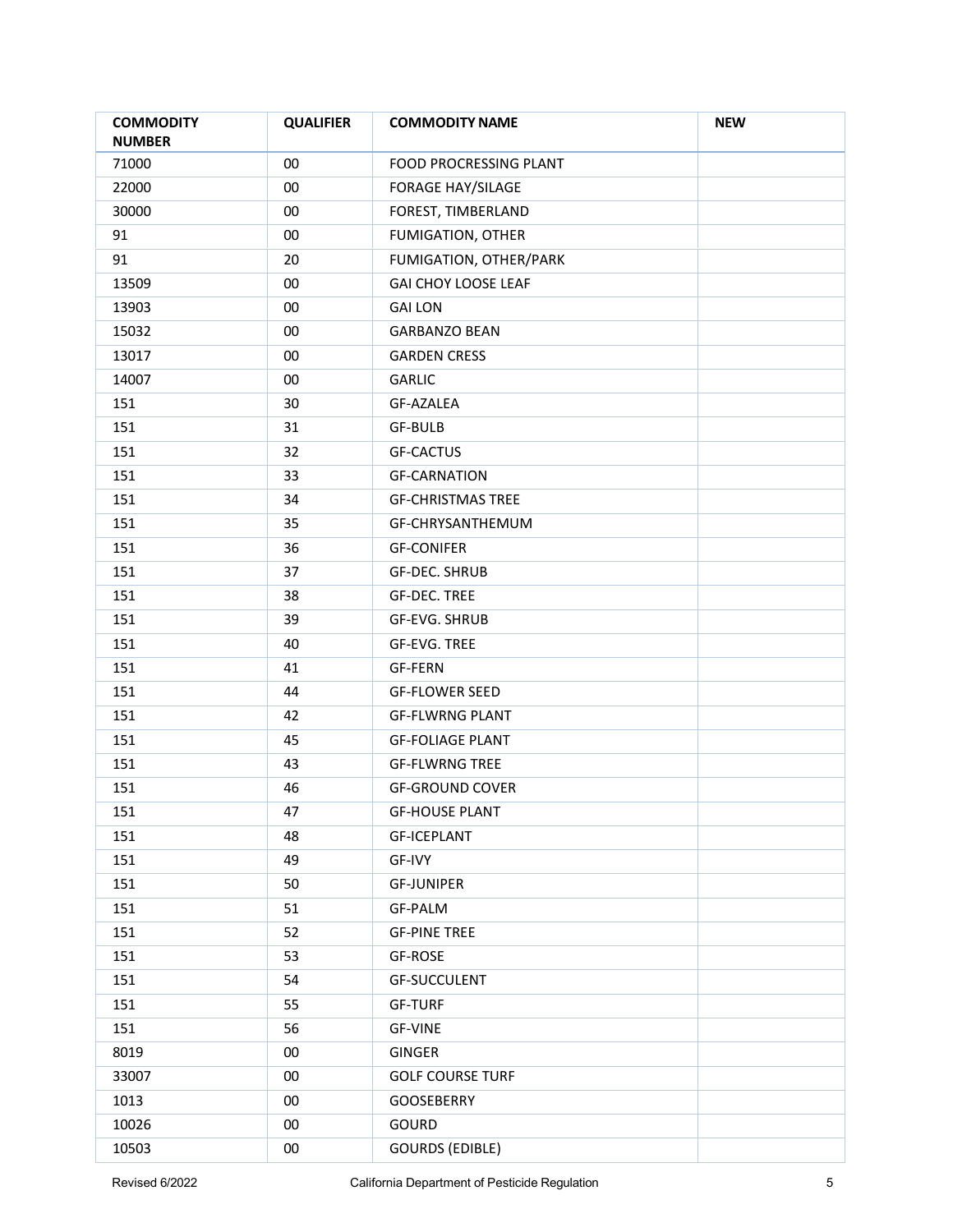| COMMODITY NUMBER | QUALIFIER | COMMODITY NAME | NEW |
|---|---|---|---|
| 71000 | 00 | FOOD PROCRESSING PLANT | |
| 22000 | 00 | FORAGE HAY/SILAGE | |
| 30000 | 00 | FOREST, TIMBERLAND | |
| 91 | 00 | FUMIGATION, OTHER | |
| 91 | 20 | FUMIGATION, OTHER/PARK | |
| 13509 | 00 | GAI CHOY LOOSE LEAF | |
| 13903 | 00 | GAI LON | |
| 15032 | 00 | GARBANZO BEAN | |
| 13017 | 00 | GARDEN CRESS | |
| 14007 | 00 | GARLIC | |
| 151 | 30 | GF-AZALEA | |
| 151 | 31 | GF-BULB | |
| 151 | 32 | GF-CACTUS | |
| 151 | 33 | GF-CARNATION | |
| 151 | 34 | GF-CHRISTMAS TREE | |
| 151 | 35 | GF-CHRYSANTHEMUM | |
| 151 | 36 | GF-CONIFER | |
| 151 | 37 | GF-DEC. SHRUB | |
| 151 | 38 | GF-DEC. TREE | |
| 151 | 39 | GF-EVG. SHRUB | |
| 151 | 40 | GF-EVG. TREE | |
| 151 | 41 | GF-FERN | |
| 151 | 44 | GF-FLOWER SEED | |
| 151 | 42 | GF-FLWRNG PLANT | |
| 151 | 45 | GF-FOLIAGE PLANT | |
| 151 | 43 | GF-FLWRNG TREE | |
| 151 | 46 | GF-GROUND COVER | |
| 151 | 47 | GF-HOUSE PLANT | |
| 151 | 48 | GF-ICEPLANT | |
| 151 | 49 | GF-IVY | |
| 151 | 50 | GF-JUNIPER | |
| 151 | 51 | GF-PALM | |
| 151 | 52 | GF-PINE TREE | |
| 151 | 53 | GF-ROSE | |
| 151 | 54 | GF-SUCCULENT | |
| 151 | 55 | GF-TURF | |
| 151 | 56 | GF-VINE | |
| 8019 | 00 | GINGER | |
| 33007 | 00 | GOLF COURSE TURF | |
| 1013 | 00 | GOOSEBERRY | |
| 10026 | 00 | GOURD | |
| 10503 | 00 | GOURDS (EDIBLE) | |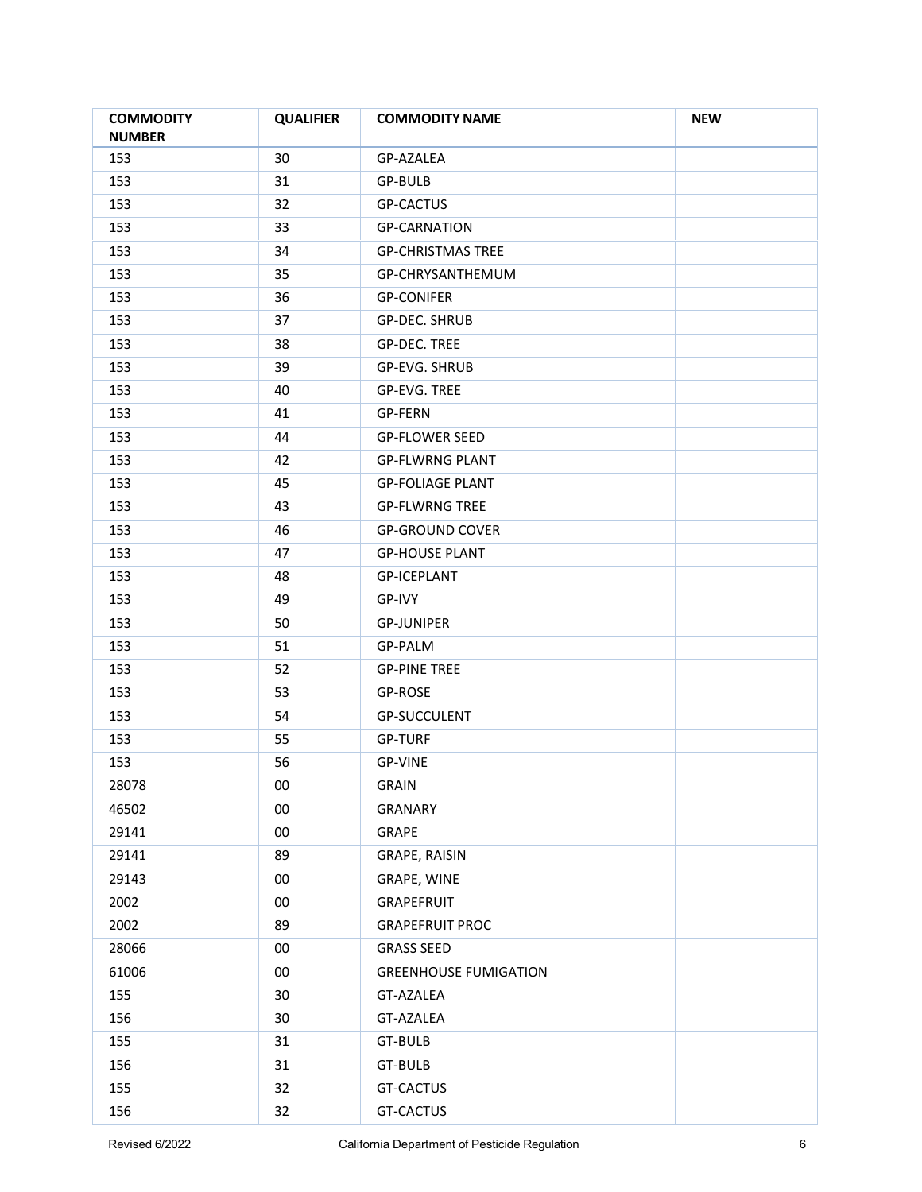| COMMODITY NUMBER | QUALIFIER | COMMODITY NAME | NEW |
|---|---|---|---|
| 153 | 30 | GP-AZALEA | |
| 153 | 31 | GP-BULB | |
| 153 | 32 | GP-CACTUS | |
| 153 | 33 | GP-CARNATION | |
| 153 | 34 | GP-CHRISTMAS TREE | |
| 153 | 35 | GP-CHRYSANTHEMUM | |
| 153 | 36 | GP-CONIFER | |
| 153 | 37 | GP-DEC. SHRUB | |
| 153 | 38 | GP-DEC. TREE | |
| 153 | 39 | GP-EVG. SHRUB | |
| 153 | 40 | GP-EVG. TREE | |
| 153 | 41 | GP-FERN | |
| 153 | 44 | GP-FLOWER SEED | |
| 153 | 42 | GP-FLWRNG PLANT | |
| 153 | 45 | GP-FOLIAGE PLANT | |
| 153 | 43 | GP-FLWRNG TREE | |
| 153 | 46 | GP-GROUND COVER | |
| 153 | 47 | GP-HOUSE PLANT | |
| 153 | 48 | GP-ICEPLANT | |
| 153 | 49 | GP-IVY | |
| 153 | 50 | GP-JUNIPER | |
| 153 | 51 | GP-PALM | |
| 153 | 52 | GP-PINE TREE | |
| 153 | 53 | GP-ROSE | |
| 153 | 54 | GP-SUCCULENT | |
| 153 | 55 | GP-TURF | |
| 153 | 56 | GP-VINE | |
| 28078 | 00 | GRAIN | |
| 46502 | 00 | GRANARY | |
| 29141 | 00 | GRAPE | |
| 29141 | 89 | GRAPE, RAISIN | |
| 29143 | 00 | GRAPE, WINE | |
| 2002 | 00 | GRAPEFRUIT | |
| 2002 | 89 | GRAPEFRUIT PROC | |
| 28066 | 00 | GRASS SEED | |
| 61006 | 00 | GREENHOUSE FUMIGATION | |
| 155 | 30 | GT-AZALEA | |
| 156 | 30 | GT-AZALEA | |
| 155 | 31 | GT-BULB | |
| 156 | 31 | GT-BULB | |
| 155 | 32 | GT-CACTUS | |
| 156 | 32 | GT-CACTUS | |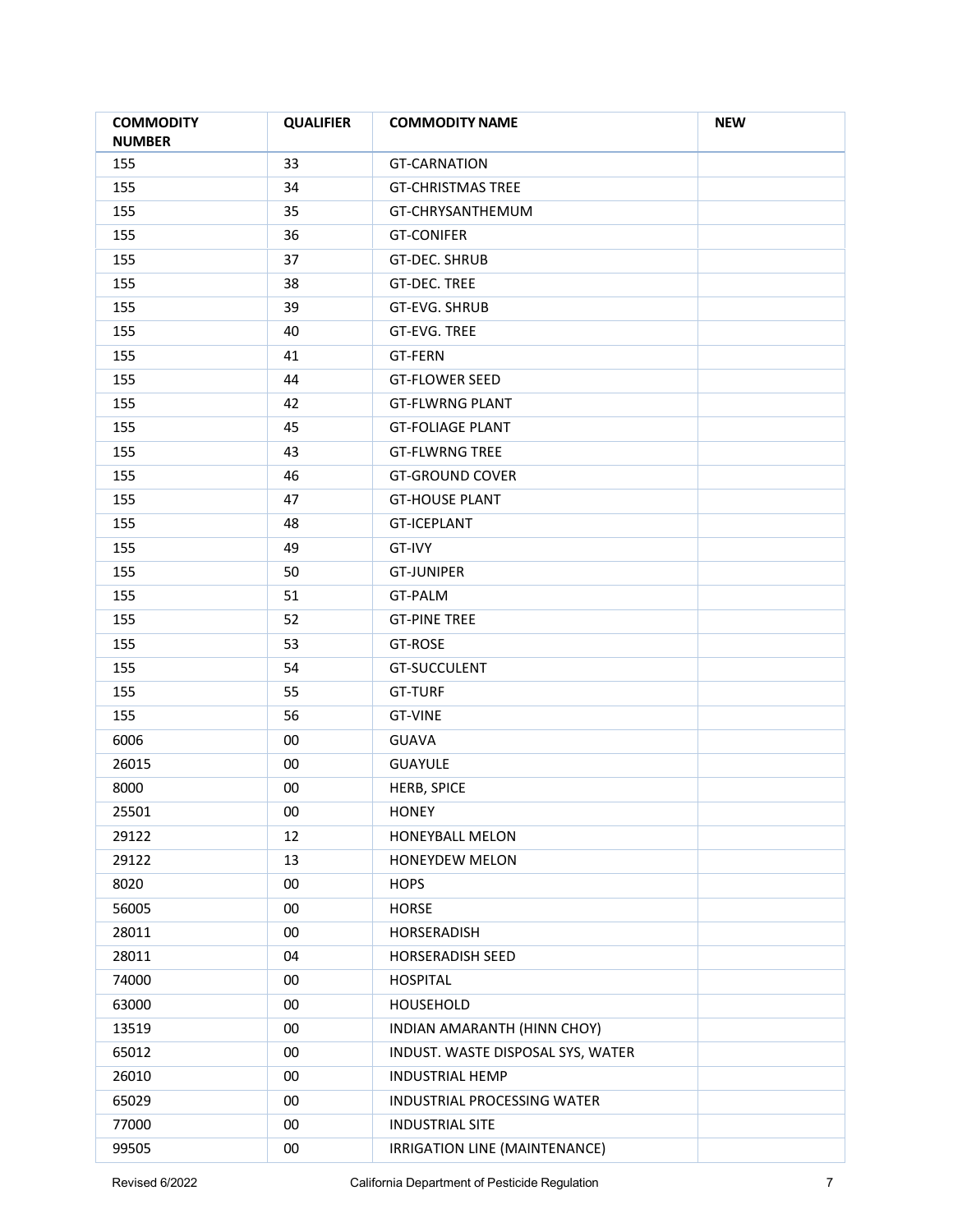| COMMODITY NUMBER | QUALIFIER | COMMODITY NAME | NEW |
|---|---|---|---|
| 155 | 33 | GT-CARNATION | |
| 155 | 34 | GT-CHRISTMAS TREE | |
| 155 | 35 | GT-CHRYSANTHEMUM | |
| 155 | 36 | GT-CONIFER | |
| 155 | 37 | GT-DEC. SHRUB | |
| 155 | 38 | GT-DEC. TREE | |
| 155 | 39 | GT-EVG. SHRUB | |
| 155 | 40 | GT-EVG. TREE | |
| 155 | 41 | GT-FERN | |
| 155 | 44 | GT-FLOWER SEED | |
| 155 | 42 | GT-FLWRNG PLANT | |
| 155 | 45 | GT-FOLIAGE PLANT | |
| 155 | 43 | GT-FLWRNG TREE | |
| 155 | 46 | GT-GROUND COVER | |
| 155 | 47 | GT-HOUSE PLANT | |
| 155 | 48 | GT-ICEPLANT | |
| 155 | 49 | GT-IVY | |
| 155 | 50 | GT-JUNIPER | |
| 155 | 51 | GT-PALM | |
| 155 | 52 | GT-PINE TREE | |
| 155 | 53 | GT-ROSE | |
| 155 | 54 | GT-SUCCULENT | |
| 155 | 55 | GT-TURF | |
| 155 | 56 | GT-VINE | |
| 6006 | 00 | GUAVA | |
| 26015 | 00 | GUAYULE | |
| 8000 | 00 | HERB, SPICE | |
| 25501 | 00 | HONEY | |
| 29122 | 12 | HONEYBALL MELON | |
| 29122 | 13 | HONEYDEW MELON | |
| 8020 | 00 | HOPS | |
| 56005 | 00 | HORSE | |
| 28011 | 00 | HORSERADISH | |
| 28011 | 04 | HORSERADISH SEED | |
| 74000 | 00 | HOSPITAL | |
| 63000 | 00 | HOUSEHOLD | |
| 13519 | 00 | INDIAN AMARANTH (HINN CHOY) | |
| 65012 | 00 | INDUST. WASTE DISPOSAL SYS, WATER | |
| 26010 | 00 | INDUSTRIAL HEMP | |
| 65029 | 00 | INDUSTRIAL PROCESSING WATER | |
| 77000 | 00 | INDUSTRIAL SITE | |
| 99505 | 00 | IRRIGATION LINE (MAINTENANCE) | |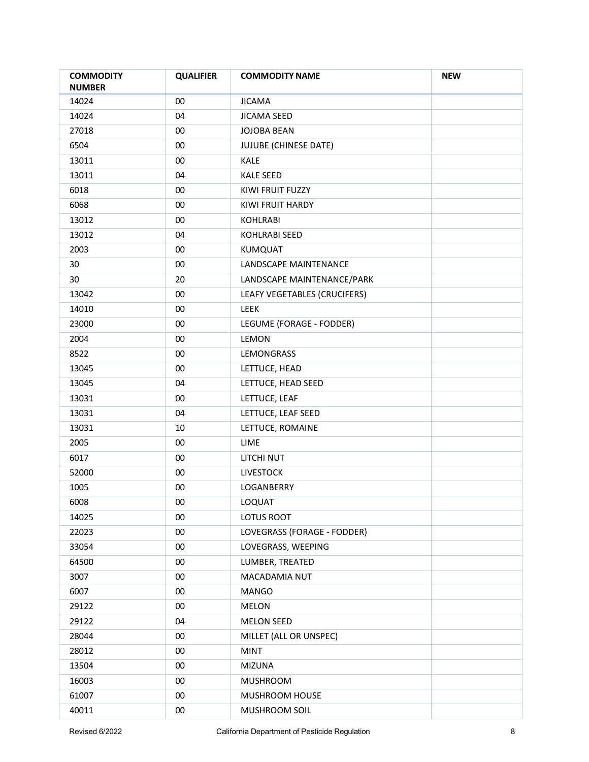| COMMODITY NUMBER | QUALIFIER | COMMODITY NAME | NEW |
|---|---|---|---|
| 14024 | 00 | JICAMA | |
| 14024 | 04 | JICAMA SEED | |
| 27018 | 00 | JOJOBA BEAN | |
| 6504 | 00 | JUJUBE (CHINESE DATE) | |
| 13011 | 00 | KALE | |
| 13011 | 04 | KALE SEED | |
| 6018 | 00 | KIWI FRUIT FUZZY | |
| 6068 | 00 | KIWI FRUIT HARDY | |
| 13012 | 00 | KOHLRABI | |
| 13012 | 04 | KOHLRABI SEED | |
| 2003 | 00 | KUMQUAT | |
| 30 | 00 | LANDSCAPE MAINTENANCE | |
| 30 | 20 | LANDSCAPE MAINTENANCE/PARK | |
| 13042 | 00 | LEAFY VEGETABLES (CRUCIFERS) | |
| 14010 | 00 | LEEK | |
| 23000 | 00 | LEGUME (FORAGE - FODDER) | |
| 2004 | 00 | LEMON | |
| 8522 | 00 | LEMONGRASS | |
| 13045 | 00 | LETTUCE, HEAD | |
| 13045 | 04 | LETTUCE, HEAD SEED | |
| 13031 | 00 | LETTUCE, LEAF | |
| 13031 | 04 | LETTUCE, LEAF SEED | |
| 13031 | 10 | LETTUCE, ROMAINE | |
| 2005 | 00 | LIME | |
| 6017 | 00 | LITCHI NUT | |
| 52000 | 00 | LIVESTOCK | |
| 1005 | 00 | LOGANBERRY | |
| 6008 | 00 | LOQUAT | |
| 14025 | 00 | LOTUS ROOT | |
| 22023 | 00 | LOVEGRASS (FORAGE - FODDER) | |
| 33054 | 00 | LOVEGRASS, WEEPING | |
| 64500 | 00 | LUMBER, TREATED | |
| 3007 | 00 | MACADAMIA NUT | |
| 6007 | 00 | MANGO | |
| 29122 | 00 | MELON | |
| 29122 | 04 | MELON SEED | |
| 28044 | 00 | MILLET (ALL OR UNSPEC) | |
| 28012 | 00 | MINT | |
| 13504 | 00 | MIZUNA | |
| 16003 | 00 | MUSHROOM | |
| 61007 | 00 | MUSHROOM HOUSE | |
| 40011 | 00 | MUSHROOM SOIL | |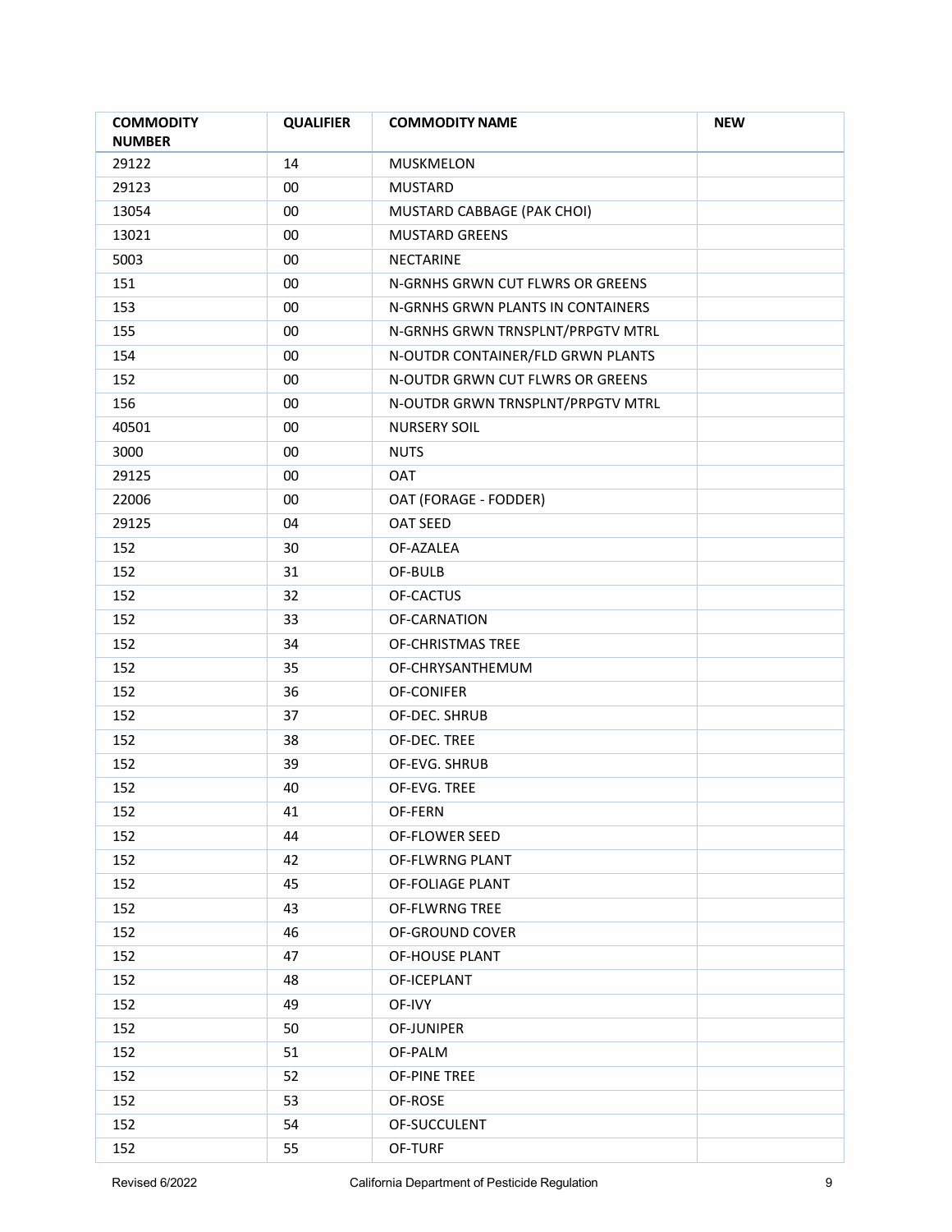| COMMODITY NUMBER | QUALIFIER | COMMODITY NAME | NEW |
| --- | --- | --- | --- |
| 29122 | 14 | MUSKMELON | |
| 29123 | 00 | MUSTARD | |
| 13054 | 00 | MUSTARD CABBAGE (PAK CHOI) | |
| 13021 | 00 | MUSTARD GREENS | |
| 5003 | 00 | NECTARINE | |
| 151 | 00 | N-GRNHS GRWN CUT FLWRS OR GREENS | |
| 153 | 00 | N-GRNHS GRWN PLANTS IN CONTAINERS | |
| 155 | 00 | N-GRNHS GRWN TRNSPLNT/PRPGTV MTRL | |
| 154 | 00 | N-OUTDR CONTAINER/FLD GRWN PLANTS | |
| 152 | 00 | N-OUTDR GRWN CUT FLWRS OR GREENS | |
| 156 | 00 | N-OUTDR GRWN TRNSPLNT/PRPGTV MTRL | |
| 40501 | 00 | NURSERY SOIL | |
| 3000 | 00 | NUTS | |
| 29125 | 00 | OAT | |
| 22006 | 00 | OAT (FORAGE - FODDER) | |
| 29125 | 04 | OAT SEED | |
| 152 | 30 | OF-AZALEA | |
| 152 | 31 | OF-BULB | |
| 152 | 32 | OF-CACTUS | |
| 152 | 33 | OF-CARNATION | |
| 152 | 34 | OF-CHRISTMAS TREE | |
| 152 | 35 | OF-CHRYSANTHEMUM | |
| 152 | 36 | OF-CONIFER | |
| 152 | 37 | OF-DEC. SHRUB | |
| 152 | 38 | OF-DEC. TREE | |
| 152 | 39 | OF-EVG. SHRUB | |
| 152 | 40 | OF-EVG. TREE | |
| 152 | 41 | OF-FERN | |
| 152 | 44 | OF-FLOWER SEED | |
| 152 | 42 | OF-FLWRNG PLANT | |
| 152 | 45 | OF-FOLIAGE PLANT | |
| 152 | 43 | OF-FLWRNG TREE | |
| 152 | 46 | OF-GROUND COVER | |
| 152 | 47 | OF-HOUSE PLANT | |
| 152 | 48 | OF-ICEPLANT | |
| 152 | 49 | OF-IVY | |
| 152 | 50 | OF-JUNIPER | |
| 152 | 51 | OF-PALM | |
| 152 | 52 | OF-PINE TREE | |
| 152 | 53 | OF-ROSE | |
| 152 | 54 | OF-SUCCULENT | |
| 152 | 55 | OF-TURF | |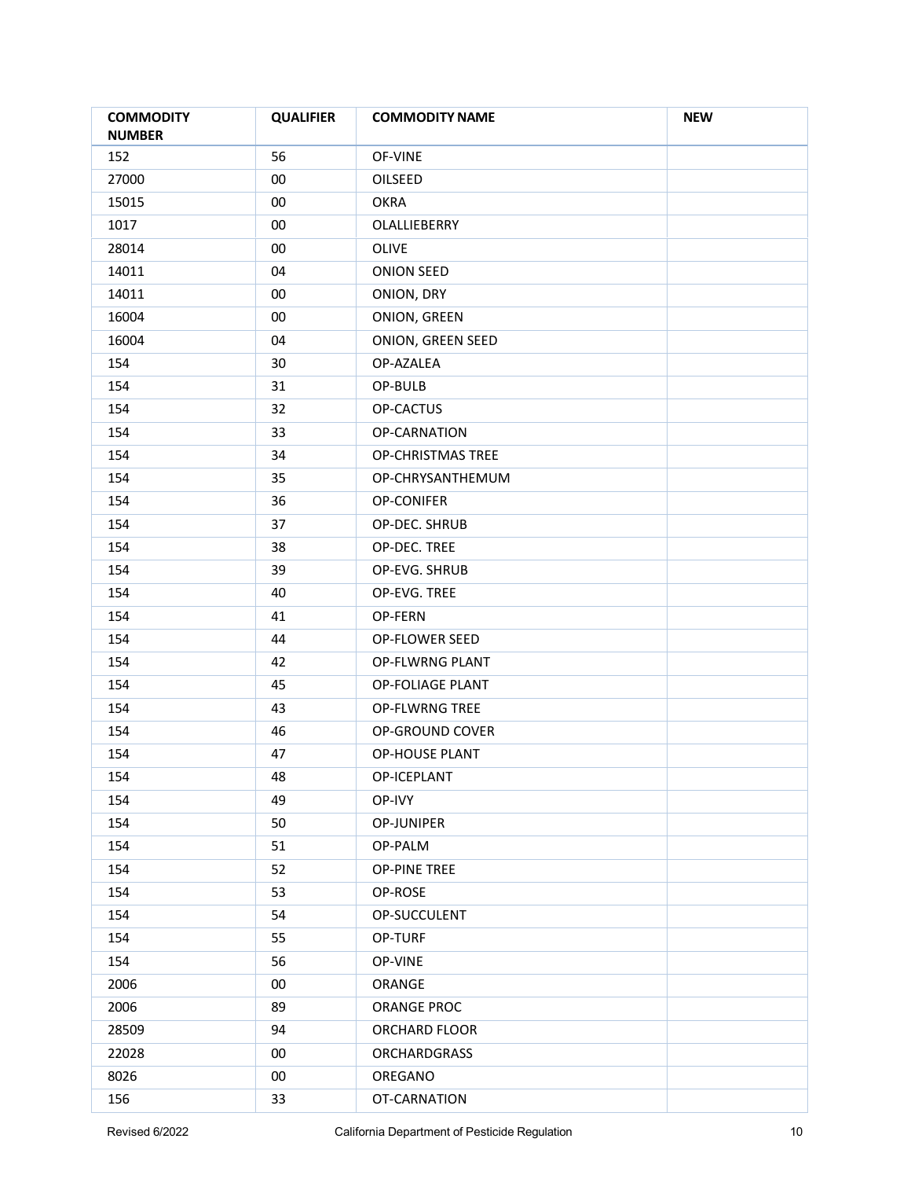| COMMODITY NUMBER | QUALIFIER | COMMODITY NAME | NEW |
|---|---|---|---|
| 152 | 56 | OF-VINE | |
| 27000 | 00 | OILSEED | |
| 15015 | 00 | OKRA | |
| 1017 | 00 | OLALLIEBERRY | |
| 28014 | 00 | OLIVE | |
| 14011 | 04 | ONION SEED | |
| 14011 | 00 | ONION, DRY | |
| 16004 | 00 | ONION, GREEN | |
| 16004 | 04 | ONION, GREEN SEED | |
| 154 | 30 | OP-AZALEA | |
| 154 | 31 | OP-BULB | |
| 154 | 32 | OP-CACTUS | |
| 154 | 33 | OP-CARNATION | |
| 154 | 34 | OP-CHRISTMAS TREE | |
| 154 | 35 | OP-CHRYSANTHEMUM | |
| 154 | 36 | OP-CONIFER | |
| 154 | 37 | OP-DEC. SHRUB | |
| 154 | 38 | OP-DEC. TREE | |
| 154 | 39 | OP-EVG. SHRUB | |
| 154 | 40 | OP-EVG. TREE | |
| 154 | 41 | OP-FERN | |
| 154 | 44 | OP-FLOWER SEED | |
| 154 | 42 | OP-FLWRNG PLANT | |
| 154 | 45 | OP-FOLIAGE PLANT | |
| 154 | 43 | OP-FLWRNG TREE | |
| 154 | 46 | OP-GROUND COVER | |
| 154 | 47 | OP-HOUSE PLANT | |
| 154 | 48 | OP-ICEPLANT | |
| 154 | 49 | OP-IVY | |
| 154 | 50 | OP-JUNIPER | |
| 154 | 51 | OP-PALM | |
| 154 | 52 | OP-PINE TREE | |
| 154 | 53 | OP-ROSE | |
| 154 | 54 | OP-SUCCULENT | |
| 154 | 55 | OP-TURF | |
| 154 | 56 | OP-VINE | |
| 2006 | 00 | ORANGE | |
| 2006 | 89 | ORANGE PROC | |
| 28509 | 94 | ORCHARD FLOOR | |
| 22028 | 00 | ORCHARDGRASS | |
| 8026 | 00 | OREGANO | |
| 156 | 33 | OT-CARNATION | |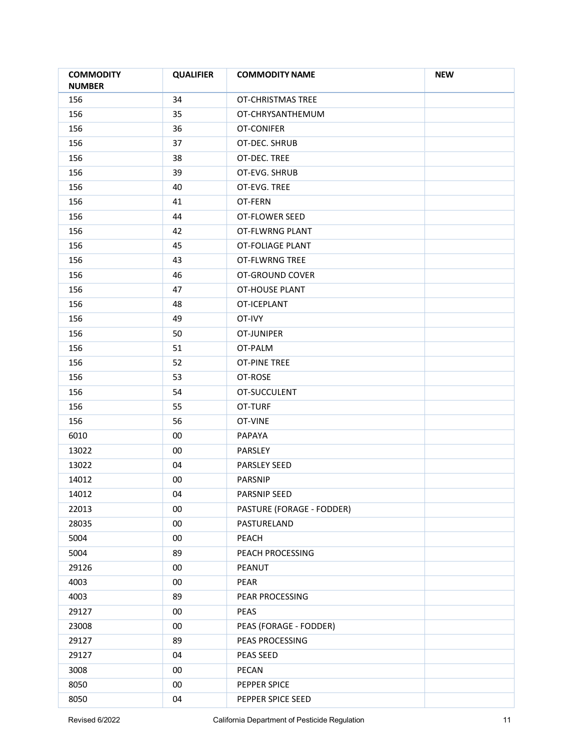| COMMODITY NUMBER | QUALIFIER | COMMODITY NAME | NEW |
|---|---|---|---|
| 156 | 34 | OT-CHRISTMAS TREE | |
| 156 | 35 | OT-CHRYSANTHEMUM | |
| 156 | 36 | OT-CONIFER | |
| 156 | 37 | OT-DEC. SHRUB | |
| 156 | 38 | OT-DEC. TREE | |
| 156 | 39 | OT-EVG. SHRUB | |
| 156 | 40 | OT-EVG. TREE | |
| 156 | 41 | OT-FERN | |
| 156 | 44 | OT-FLOWER SEED | |
| 156 | 42 | OT-FLWRNG PLANT | |
| 156 | 45 | OT-FOLIAGE PLANT | |
| 156 | 43 | OT-FLWRNG TREE | |
| 156 | 46 | OT-GROUND COVER | |
| 156 | 47 | OT-HOUSE PLANT | |
| 156 | 48 | OT-ICEPLANT | |
| 156 | 49 | OT-IVY | |
| 156 | 50 | OT-JUNIPER | |
| 156 | 51 | OT-PALM | |
| 156 | 52 | OT-PINE TREE | |
| 156 | 53 | OT-ROSE | |
| 156 | 54 | OT-SUCCULENT | |
| 156 | 55 | OT-TURF | |
| 156 | 56 | OT-VINE | |
| 6010 | 00 | PAPAYA | |
| 13022 | 00 | PARSLEY | |
| 13022 | 04 | PARSLEY SEED | |
| 14012 | 00 | PARSNIP | |
| 14012 | 04 | PARSNIP SEED | |
| 22013 | 00 | PASTURE (FORAGE - FODDER) | |
| 28035 | 00 | PASTURELAND | |
| 5004 | 00 | PEACH | |
| 5004 | 89 | PEACH PROCESSING | |
| 29126 | 00 | PEANUT | |
| 4003 | 00 | PEAR | |
| 4003 | 89 | PEAR PROCESSING | |
| 29127 | 00 | PEAS | |
| 23008 | 00 | PEAS (FORAGE - FODDER) | |
| 29127 | 89 | PEAS PROCESSING | |
| 29127 | 04 | PEAS SEED | |
| 3008 | 00 | PECAN | |
| 8050 | 00 | PEPPER SPICE | |
| 8050 | 04 | PEPPER SPICE SEED | |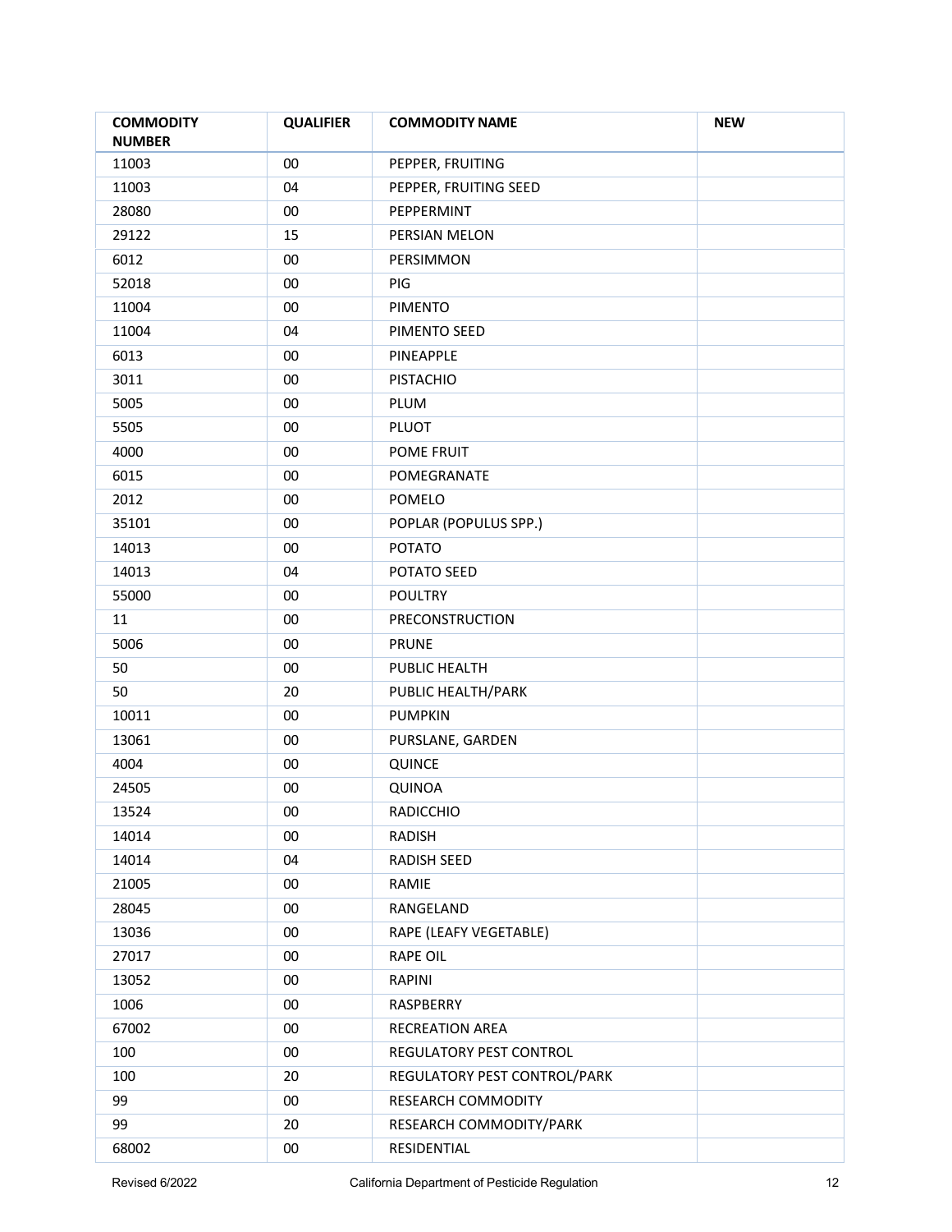| COMMODITY NUMBER | QUALIFIER | COMMODITY NAME | NEW |
|---|---|---|---|
| 11003 | 00 | PEPPER, FRUITING | |
| 11003 | 04 | PEPPER, FRUITING SEED | |
| 28080 | 00 | PEPPERMINT | |
| 29122 | 15 | PERSIAN MELON | |
| 6012 | 00 | PERSIMMON | |
| 52018 | 00 | PIG | |
| 11004 | 00 | PIMENTO | |
| 11004 | 04 | PIMENTO SEED | |
| 6013 | 00 | PINEAPPLE | |
| 3011 | 00 | PISTACHIO | |
| 5005 | 00 | PLUM | |
| 5505 | 00 | PLUOT | |
| 4000 | 00 | POME FRUIT | |
| 6015 | 00 | POMEGRANATE | |
| 2012 | 00 | POMELO | |
| 35101 | 00 | POPLAR (POPULUS SPP.) | |
| 14013 | 00 | POTATO | |
| 14013 | 04 | POTATO SEED | |
| 55000 | 00 | POULTRY | |
| 11 | 00 | PRECONSTRUCTION | |
| 5006 | 00 | PRUNE | |
| 50 | 00 | PUBLIC HEALTH | |
| 50 | 20 | PUBLIC HEALTH/PARK | |
| 10011 | 00 | PUMPKIN | |
| 13061 | 00 | PURSLANE, GARDEN | |
| 4004 | 00 | QUINCE | |
| 24505 | 00 | QUINOA | |
| 13524 | 00 | RADICCHIO | |
| 14014 | 00 | RADISH | |
| 14014 | 04 | RADISH SEED | |
| 21005 | 00 | RAMIE | |
| 28045 | 00 | RANGELAND | |
| 13036 | 00 | RAPE (LEAFY VEGETABLE) | |
| 27017 | 00 | RAPE OIL | |
| 13052 | 00 | RAPINI | |
| 1006 | 00 | RASPBERRY | |
| 67002 | 00 | RECREATION AREA | |
| 100 | 00 | REGULATORY PEST CONTROL | |
| 100 | 20 | REGULATORY PEST CONTROL/PARK | |
| 99 | 00 | RESEARCH COMMODITY | |
| 99 | 20 | RESEARCH COMMODITY/PARK | |
| 68002 | 00 | RESIDENTIAL | |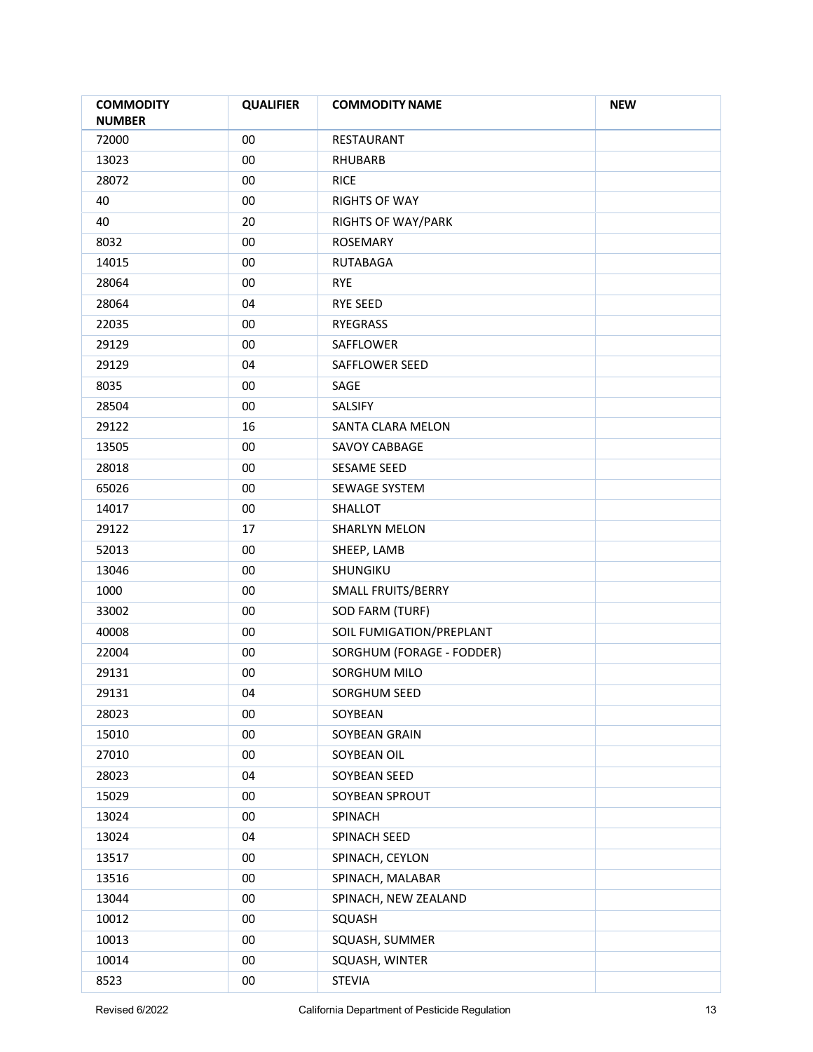| COMMODITY NUMBER | QUALIFIER | COMMODITY NAME | NEW |
|---|---|---|---|
| 72000 | 00 | RESTAURANT | |
| 13023 | 00 | RHUBARB | |
| 28072 | 00 | RICE | |
| 40 | 00 | RIGHTS OF WAY | |
| 40 | 20 | RIGHTS OF WAY/PARK | |
| 8032 | 00 | ROSEMARY | |
| 14015 | 00 | RUTABAGA | |
| 28064 | 00 | RYE | |
| 28064 | 04 | RYE SEED | |
| 22035 | 00 | RYEGRASS | |
| 29129 | 00 | SAFFLOWER | |
| 29129 | 04 | SAFFLOWER SEED | |
| 8035 | 00 | SAGE | |
| 28504 | 00 | SALSIFY | |
| 29122 | 16 | SANTA CLARA MELON | |
| 13505 | 00 | SAVOY CABBAGE | |
| 28018 | 00 | SESAME SEED | |
| 65026 | 00 | SEWAGE SYSTEM | |
| 14017 | 00 | SHALLOT | |
| 29122 | 17 | SHARLYN MELON | |
| 52013 | 00 | SHEEP, LAMB | |
| 13046 | 00 | SHUNGIKU | |
| 1000 | 00 | SMALL FRUITS/BERRY | |
| 33002 | 00 | SOD FARM (TURF) | |
| 40008 | 00 | SOIL FUMIGATION/PREPLANT | |
| 22004 | 00 | SORGHUM (FORAGE - FODDER) | |
| 29131 | 00 | SORGHUM MILO | |
| 29131 | 04 | SORGHUM SEED | |
| 28023 | 00 | SOYBEAN | |
| 15010 | 00 | SOYBEAN GRAIN | |
| 27010 | 00 | SOYBEAN OIL | |
| 28023 | 04 | SOYBEAN SEED | |
| 15029 | 00 | SOYBEAN SPROUT | |
| 13024 | 00 | SPINACH | |
| 13024 | 04 | SPINACH SEED | |
| 13517 | 00 | SPINACH, CEYLON | |
| 13516 | 00 | SPINACH, MALABAR | |
| 13044 | 00 | SPINACH, NEW ZEALAND | |
| 10012 | 00 | SQUASH | |
| 10013 | 00 | SQUASH, SUMMER | |
| 10014 | 00 | SQUASH, WINTER | |
| 8523 | 00 | STEVIA | |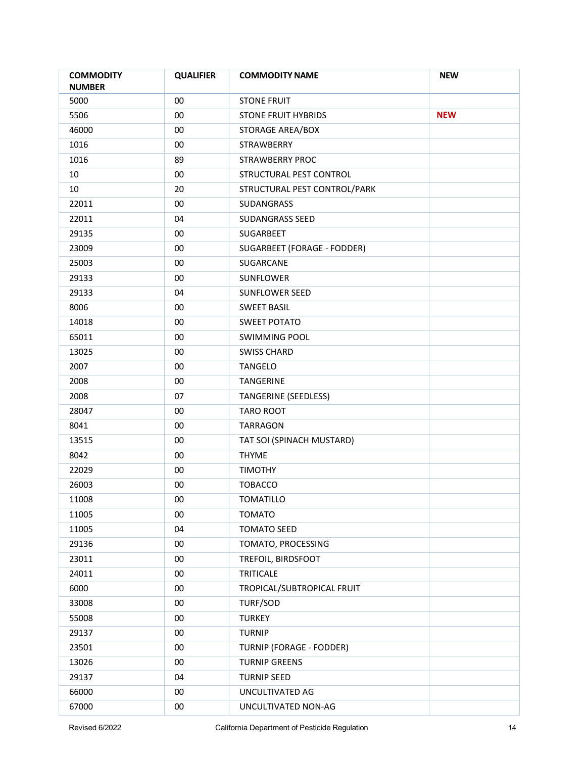| COMMODITY NUMBER | QUALIFIER | COMMODITY NAME | NEW |
|---|---|---|---|
| 5000 | 00 | STONE FRUIT | |
| 5506 | 00 | STONE FRUIT HYBRIDS | NEW |
| 46000 | 00 | STORAGE AREA/BOX | |
| 1016 | 00 | STRAWBERRY | |
| 1016 | 89 | STRAWBERRY PROC | |
| 10 | 00 | STRUCTURAL PEST CONTROL | |
| 10 | 20 | STRUCTURAL PEST CONTROL/PARK | |
| 22011 | 00 | SUDANGRASS | |
| 22011 | 04 | SUDANGRASS SEED | |
| 29135 | 00 | SUGARBEET | |
| 23009 | 00 | SUGARBEET (FORAGE - FODDER) | |
| 25003 | 00 | SUGARCANE | |
| 29133 | 00 | SUNFLOWER | |
| 29133 | 04 | SUNFLOWER SEED | |
| 8006 | 00 | SWEET BASIL | |
| 14018 | 00 | SWEET POTATO | |
| 65011 | 00 | SWIMMING POOL | |
| 13025 | 00 | SWISS CHARD | |
| 2007 | 00 | TANGELO | |
| 2008 | 00 | TANGERINE | |
| 2008 | 07 | TANGERINE (SEEDLESS) | |
| 28047 | 00 | TARO ROOT | |
| 8041 | 00 | TARRAGON | |
| 13515 | 00 | TAT SOI (SPINACH MUSTARD) | |
| 8042 | 00 | THYME | |
| 22029 | 00 | TIMOTHY | |
| 26003 | 00 | TOBACCO | |
| 11008 | 00 | TOMATILLO | |
| 11005 | 00 | TOMATO | |
| 11005 | 04 | TOMATO SEED | |
| 29136 | 00 | TOMATO, PROCESSING | |
| 23011 | 00 | TREFOIL, BIRDSFOOT | |
| 24011 | 00 | TRITICALE | |
| 6000 | 00 | TROPICAL/SUBTROPICAL FRUIT | |
| 33008 | 00 | TURF/SOD | |
| 55008 | 00 | TURKEY | |
| 29137 | 00 | TURNIP | |
| 23501 | 00 | TURNIP (FORAGE - FODDER) | |
| 13026 | 00 | TURNIP GREENS | |
| 29137 | 04 | TURNIP SEED | |
| 66000 | 00 | UNCULTIVATED AG | |
| 67000 | 00 | UNCULTIVATED NON-AG | |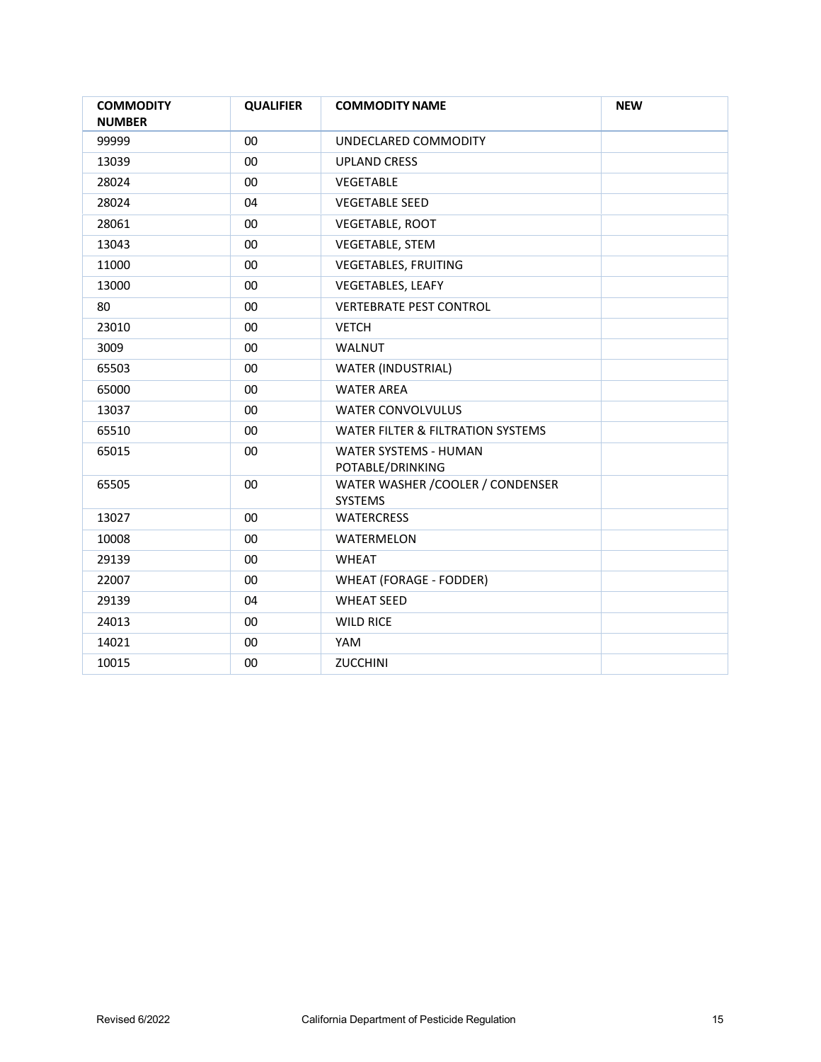| COMMODITY NUMBER | QUALIFIER | COMMODITY NAME | NEW |
| --- | --- | --- | --- |
| 99999 | 00 | UNDECLARED COMMODITY | |
| 13039 | 00 | UPLAND CRESS | |
| 28024 | 00 | VEGETABLE | |
| 28024 | 04 | VEGETABLE SEED | |
| 28061 | 00 | VEGETABLE, ROOT | |
| 13043 | 00 | VEGETABLE, STEM | |
| 11000 | 00 | VEGETABLES, FRUITING | |
| 13000 | 00 | VEGETABLES, LEAFY | |
| 80 | 00 | VERTEBRATE PEST CONTROL | |
| 23010 | 00 | VETCH | |
| 3009 | 00 | WALNUT | |
| 65503 | 00 | WATER (INDUSTRIAL) | |
| 65000 | 00 | WATER AREA | |
| 13037 | 00 | WATER CONVOLVULUS | |
| 65510 | 00 | WATER FILTER & FILTRATION SYSTEMS | |
| 65015 | 00 | WATER SYSTEMS - HUMAN POTABLE/DRINKING | |
| 65505 | 00 | WATER WASHER /COOLER / CONDENSER SYSTEMS | |
| 13027 | 00 | WATERCRESS | |
| 10008 | 00 | WATERMELON | |
| 29139 | 00 | WHEAT | |
| 22007 | 00 | WHEAT (FORAGE - FODDER) | |
| 29139 | 04 | WHEAT SEED | |
| 24013 | 00 | WILD RICE | |
| 14021 | 00 | YAM | |
| 10015 | 00 | ZUCCHINI | |